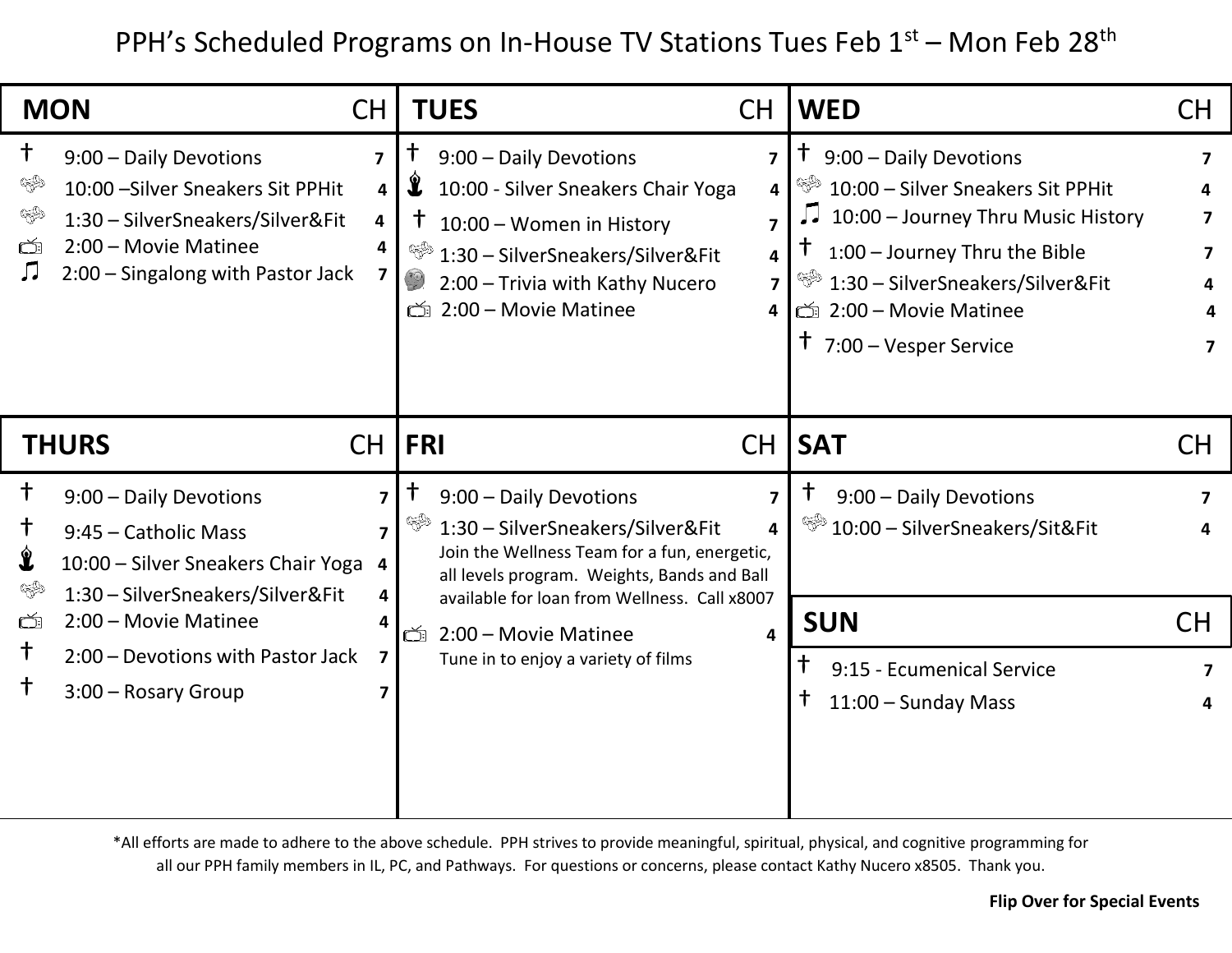# PPH's Scheduled Programs on In-House TV Stations Tues Feb 1st – Mon Feb 28th

| MON | CH |
| --- | --- |
| † 9:00 – Daily Devotions | 7 |
| 10:00 –Silver Sneakers Sit PPHit | 4 |
| 1:30 – SilverSneakers/Silver&Fit | 4 |
| 2:00 – Movie Matinee | 4 |
| ♫ 2:00 – Singalong with Pastor Jack | 7 |

| TUES | CH |
| --- | --- |
| † 9:00 – Daily Devotions | 7 |
| 10:00 - Silver Sneakers Chair Yoga | 4 |
| † 10:00 – Women in History | 7 |
| 1:30 – SilverSneakers/Silver&Fit | 4 |
| 2:00 – Trivia with Kathy Nucero | 7 |
| 2:00 – Movie Matinee | 4 |

| WED | CH |
| --- | --- |
| † 9:00 – Daily Devotions | 7 |
| 10:00 – Silver Sneakers Sit PPHit | 4 |
| ♫ 10:00 – Journey Thru Music History | 7 |
| † 1:00 – Journey Thru the Bible | 7 |
| 1:30 – SilverSneakers/Silver&Fit | 4 |
| 2:00 – Movie Matinee | 4 |
| † 7:00 – Vesper Service | 7 |

| THURS | CH |
| --- | --- |
| † 9:00 – Daily Devotions | 7 |
| † 9:45 – Catholic Mass | 7 |
| 10:00 – Silver Sneakers Chair Yoga | 4 |
| 1:30 – SilverSneakers/Silver&Fit | 4 |
| 2:00 – Movie Matinee | 4 |
| † 2:00 – Devotions with Pastor Jack | 7 |
| † 3:00 – Rosary Group | 7 |

| FRI | CH |
| --- | --- |
| † 9:00 – Daily Devotions | 7 |
| 1:30 – SilverSneakers/Silver&Fit<br>Join the Wellness Team for a fun, energetic, all levels program. Weights, Bands and Ball available for loan from Wellness. Call x8007 | 4 |
| 2:00 – Movie Matinee<br>Tune in to enjoy a variety of films | 4 |

| SAT | CH |
| --- | --- |
| † 9:00 – Daily Devotions | 7 |
| 10:00 – SilverSneakers/Sit&Fit | 4 |

| SUN | CH |
| --- | --- |
| † 9:15 - Ecumenical Service | 7 |
| † 11:00 – Sunday Mass | 4 |

*All efforts are made to adhere to the above schedule. PPH strives to provide meaningful, spiritual, physical, and cognitive programming for all our PPH family members in IL, PC, and Pathways. For questions or concerns, please contact Kathy Nucero x8505. Thank you.

**Flip Over for Special Events**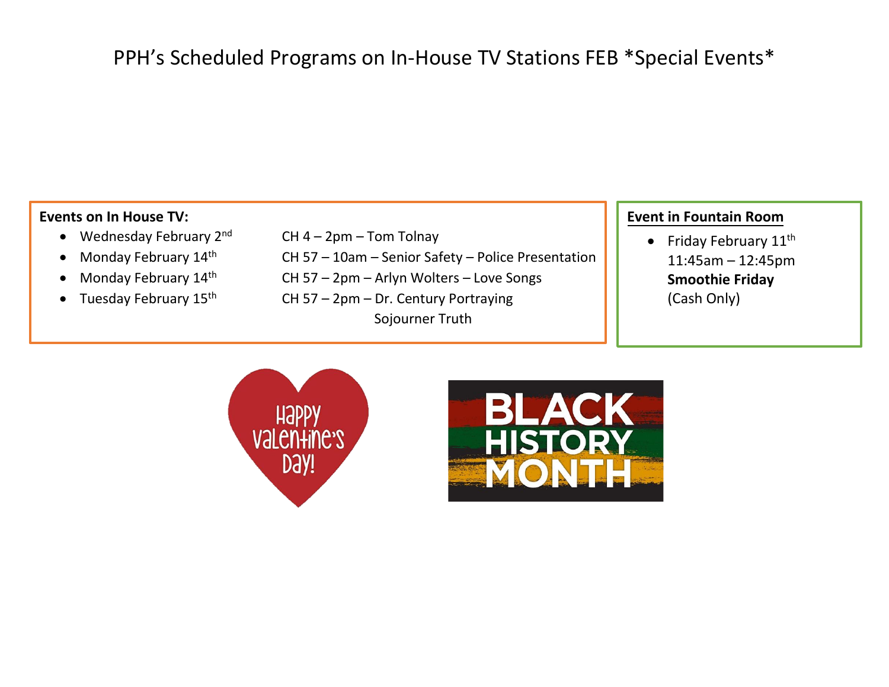# PPH's Scheduled Programs on In-House TV Stations FEB *Special Events*

**Events on In House TV:**

- Wednesday February 2nd — CH 4 – 2pm – Tom Tolnay
- Monday February 14th — CH 57 – 10am – Senior Safety – Police Presentation
- Monday February 14th — CH 57 – 2pm – Arlyn Wolters – Love Songs
- Tuesday February 15th — CH 57 – 2pm – Dr. Century Portraying Sojourner Truth

**Event in Fountain Room**

- Friday February 11th
  11:45am – 12:45pm
  **Smoothie Friday**
  (Cash Only)

Happy Valentine's Day!

BLACK HISTORY MONTH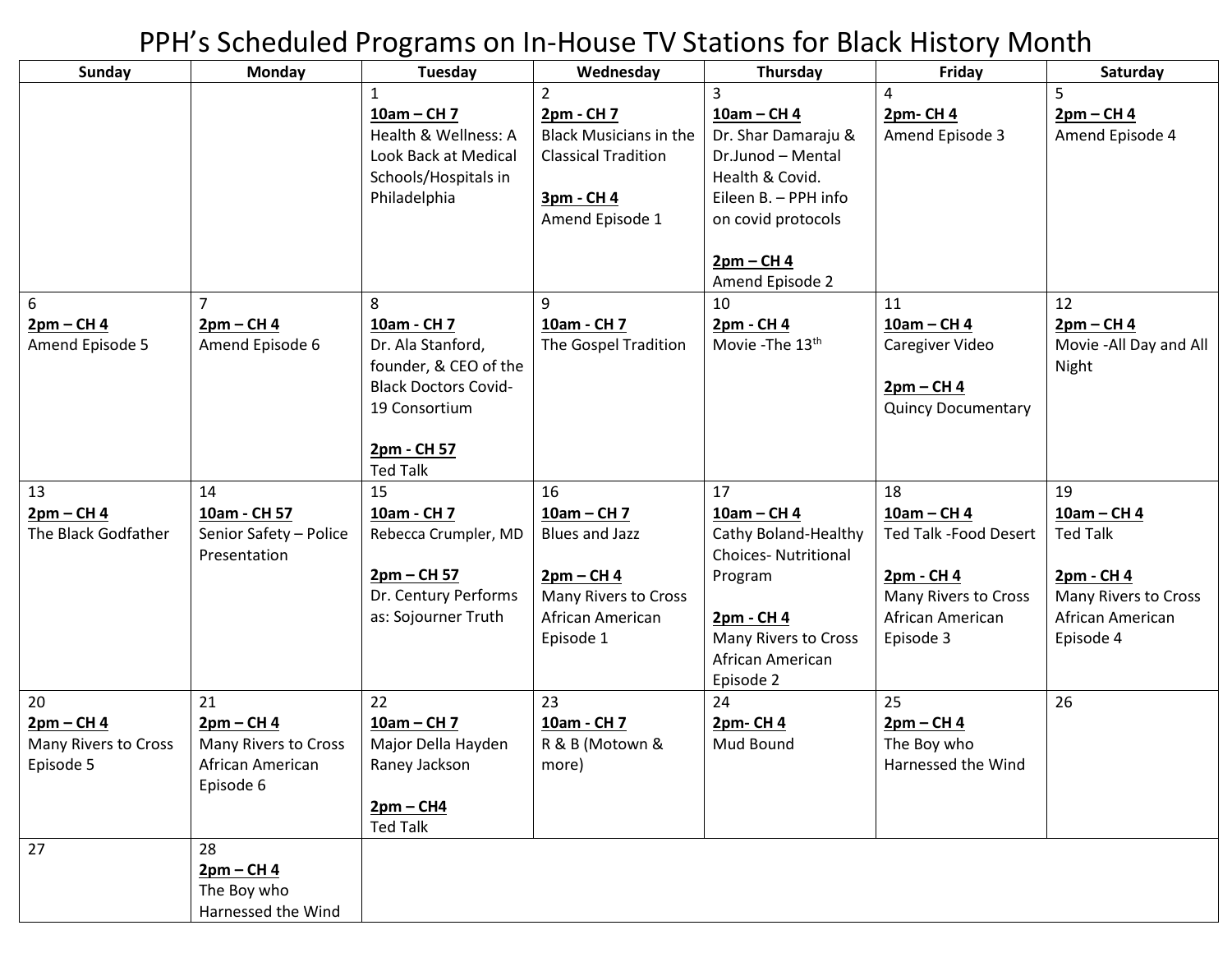# PPH's Scheduled Programs on In-House TV Stations for Black History Month

| Sunday | Monday | Tuesday | Wednesday | Thursday | Friday | Saturday |
|---|---|---|---|---|---|---|
| | | 1<br>**10am – CH 7**<br>Health & Wellness: A Look Back at Medical Schools/Hospitals in Philadelphia | 2<br>**2pm - CH 7**<br>Black Musicians in the Classical Tradition<br><br>**3pm - CH 4**<br>Amend Episode 1 | 3<br>**10am – CH 4**<br>Dr. Shar Damaraju & Dr.Junod – Mental Health & Covid. Eileen B. – PPH info on covid protocols<br><br>**2pm – CH 4**<br>Amend Episode 2 | 4<br>**2pm- CH 4**<br>Amend Episode 3 | 5<br>**2pm – CH 4**<br>Amend Episode 4 |
| 6<br>**2pm – CH 4**<br>Amend Episode 5 | 7<br>**2pm – CH 4**<br>Amend Episode 6 | 8<br>**10am - CH 7**<br>Dr. Ala Stanford, founder, & CEO of the Black Doctors Covid-19 Consortium<br><br>**2pm - CH 57**<br>Ted Talk | 9<br>**10am - CH 7**<br>The Gospel Tradition | 10<br>**2pm - CH 4**<br>Movie -The 13th | 11<br>**10am – CH 4**<br>Caregiver Video<br><br>**2pm – CH 4**<br>Quincy Documentary | 12<br>**2pm – CH 4**<br>Movie -All Day and All Night |
| 13<br>**2pm – CH 4**<br>The Black Godfather | 14<br>**10am - CH 57**<br>Senior Safety – Police Presentation | 15<br>**10am - CH 7**<br>Rebecca Crumpler, MD<br><br>**2pm – CH 57**<br>Dr. Century Performs as: Sojourner Truth | 16<br>**10am – CH 7**<br>Blues and Jazz<br><br>**2pm – CH 4**<br>Many Rivers to Cross African American Episode 1 | 17<br>**10am – CH 4**<br>Cathy Boland-Healthy Choices- Nutritional Program<br><br>**2pm - CH 4**<br>Many Rivers to Cross African American Episode 2 | 18<br>**10am – CH 4**<br>Ted Talk -Food Desert<br><br>**2pm - CH 4**<br>Many Rivers to Cross African American Episode 3 | 19<br>**10am – CH 4**<br>Ted Talk<br><br>**2pm - CH 4**<br>Many Rivers to Cross African American Episode 4 |
| 20<br>**2pm – CH 4**<br>Many Rivers to Cross Episode 5 | 21<br>**2pm – CH 4**<br>Many Rivers to Cross African American Episode 6 | 22<br>**10am – CH 7**<br>Major Della Hayden Raney Jackson<br><br>**2pm – CH4**<br>Ted Talk | 23<br>**10am - CH 7**<br>R & B (Motown & more) | 24<br>**2pm- CH 4**<br>Mud Bound | 25<br>**2pm – CH 4**<br>The Boy who Harnessed the Wind | 26 |
| 27 | 28<br>**2pm – CH 4**<br>The Boy who Harnessed the Wind | | | | | |